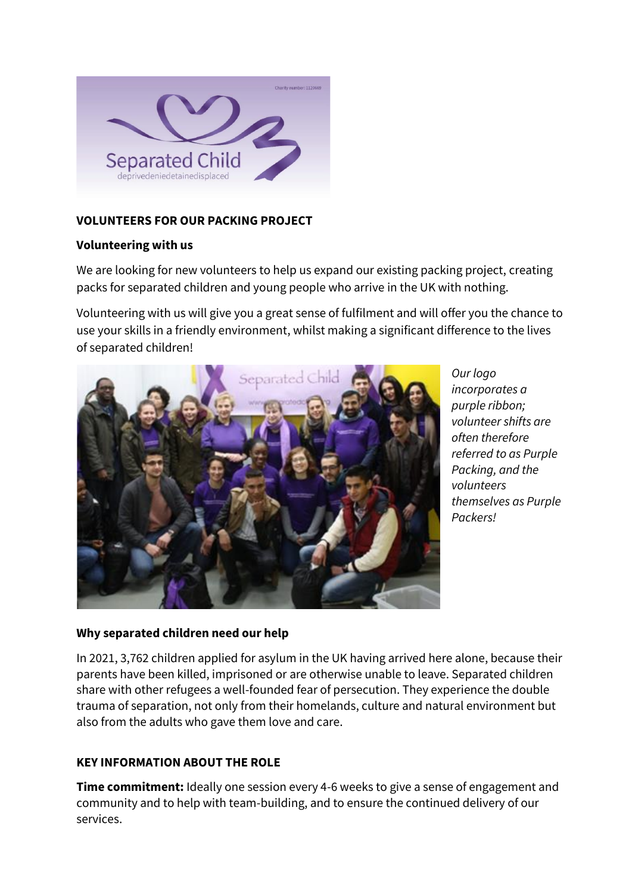**VOLUNTEERS FOR OUR PACKING PROJECT**

**Volunteering with us**

We are looking for new volunteers to help us expand our existing packing project, creating packs for separated children and young people who arrive in the UK with nothing.

Volunteering with us will give you a great sense of fulfilment and will offer you the chance to use your skills in a friendly environment, whilst making a significant difference to the lives of separated children!

*Our logo incorporates a purple ribbon; volunteer shifts are often therefore referred to as Purple Packing, and the volunteers themselves as Purple Packers!*

**Why separated children need our help**

In 2021, 3,762 children applied for asylum in the UK having arrived here alone, because their parents have been killed, imprisoned or are otherwise unable to leave. Separated children share with other refugees a well-founded fear of persecution. They experience the double trauma of separation, not only from their homelands, culture and natural environment but also from the adults who gave them love and care.

**KEY INFORMATION ABOUT THE ROLE**

**Time commitment:** Ideally one session every 4-6 weeks to give a sense of engagement and community and to help with team-building, and to ensure the continued delivery of our services.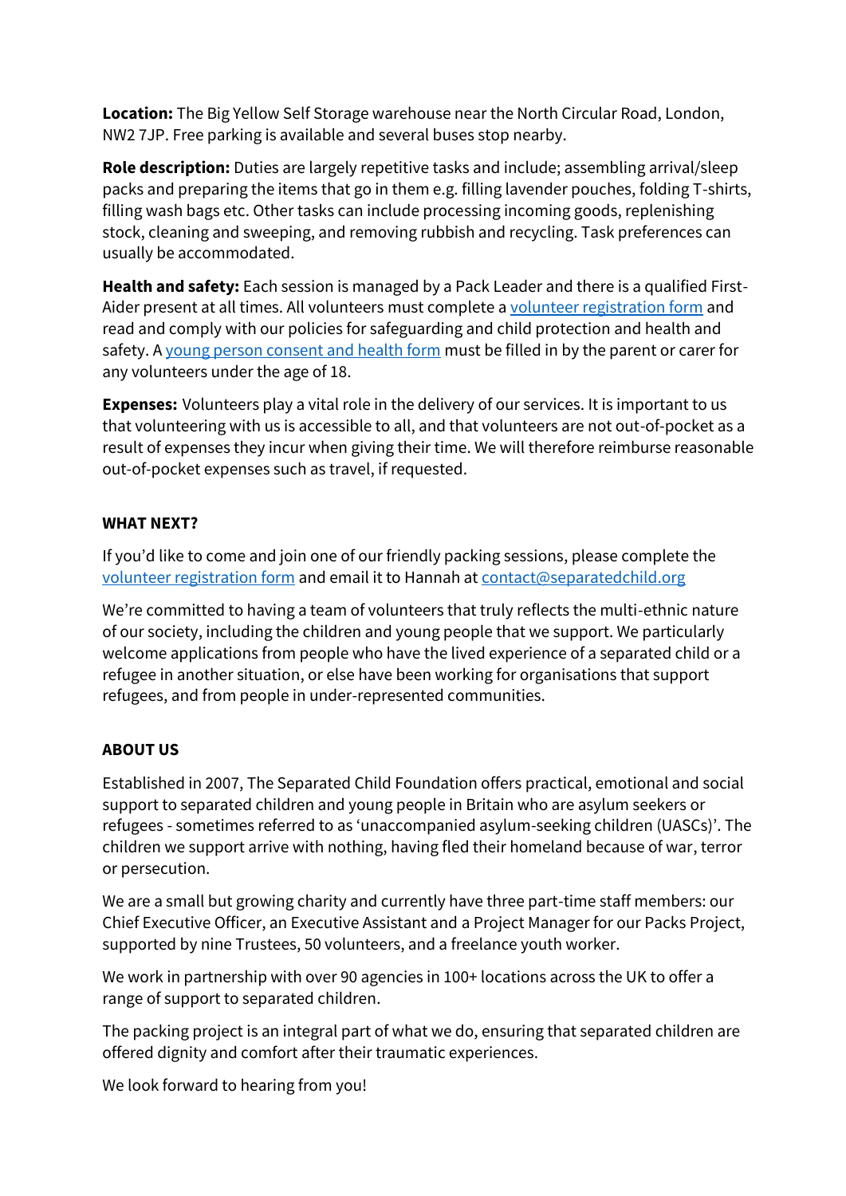**Location:** The Big Yellow Self Storage warehouse near the North Circular Road, London, NW2 7JP. Free parking is available and several buses stop nearby.

**Role description:** Duties are largely repetitive tasks and include; assembling arrival/sleep packs and preparing the items that go in them e.g. filling lavender pouches, folding T-shirts, filling wash bags etc. Other tasks can include processing incoming goods, replenishing stock, cleaning and sweeping, and removing rubbish and recycling. Task preferences can usually be accommodated.

**Health and safety:** Each session is managed by a Pack Leader and there is a qualified First-Aider present at all times. All volunteers must complete a volunteer registration form and read and comply with our policies for safeguarding and child protection and health and safety. A young person consent and health form must be filled in by the parent or carer for any volunteers under the age of 18.

**Expenses:** Volunteers play a vital role in the delivery of our services. It is important to us that volunteering with us is accessible to all, and that volunteers are not out-of-pocket as a result of expenses they incur when giving their time. We will therefore reimburse reasonable out-of-pocket expenses such as travel, if requested.

**WHAT NEXT?**

If you'd like to come and join one of our friendly packing sessions, please complete the volunteer registration form and email it to Hannah at contact@separatedchild.org

We're committed to having a team of volunteers that truly reflects the multi-ethnic nature of our society, including the children and young people that we support. We particularly welcome applications from people who have the lived experience of a separated child or a refugee in another situation, or else have been working for organisations that support refugees, and from people in under-represented communities.

**ABOUT US**

Established in 2007, The Separated Child Foundation offers practical, emotional and social support to separated children and young people in Britain who are asylum seekers or refugees - sometimes referred to as 'unaccompanied asylum-seeking children (UASCs)'. The children we support arrive with nothing, having fled their homeland because of war, terror or persecution.

We are a small but growing charity and currently have three part-time staff members: our Chief Executive Officer, an Executive Assistant and a Project Manager for our Packs Project, supported by nine Trustees, 50 volunteers, and a freelance youth worker.

We work in partnership with over 90 agencies in 100+ locations across the UK to offer a range of support to separated children.

The packing project is an integral part of what we do, ensuring that separated children are offered dignity and comfort after their traumatic experiences.

We look forward to hearing from you!